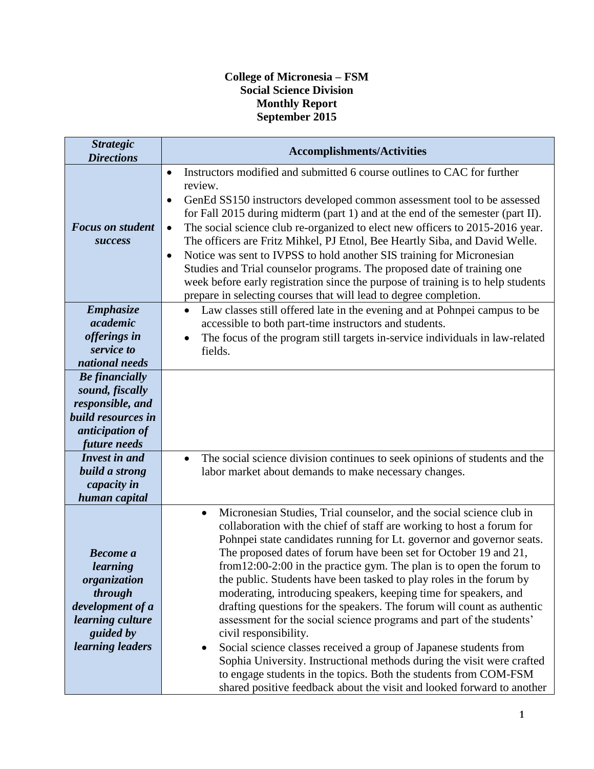# College of Micronesia – FSM
## Social Science Division
## Monthly Report
## September 2015

| *Strategic Directions* | Accomplishments/Activities |
|---|---|
| ***Focus on student success*** | • Instructors modified and submitted 6 course outlines to CAC for further review.<br>• GenEd SS150 instructors developed common assessment tool to be assessed for Fall 2015 during midterm (part 1) and at the end of the semester (part II).<br>• The social science club re-organized to elect new officers to 2015-2016 year. The officers are Fritz Mihkel, PJ Etnol, Bee Heartly Siba, and David Welle.<br>• Notice was sent to IVPSS to hold another SIS training for Micronesian Studies and Trial counselor programs. The proposed date of training one week before early registration since the purpose of training is to help students prepare in selecting courses that will lead to degree completion. |
| ***Emphasize academic offerings in service to national needs*** | • Law classes still offered late in the evening and at Pohnpei campus to be accessible to both part-time instructors and students.<br>• The focus of the program still targets in-service individuals in law-related fields. |
| ***Be financially sound, fiscally responsible, and build resources in anticipation of future needs*** | |
| ***Invest in and build a strong capacity in human capital*** | • The social science division continues to seek opinions of students and the labor market about demands to make necessary changes. |
| ***Become a learning organization through development of a learning culture guided by learning leaders*** | • Micronesian Studies, Trial counselor, and the social science club in collaboration with the chief of staff are working to host a forum for Pohnpei state candidates running for Lt. governor and governor seats. The proposed dates of forum have been set for October 19 and 21, from12:00-2:00 in the practice gym. The plan is to open the forum to the public. Students have been tasked to play roles in the forum by moderating, introducing speakers, keeping time for speakers, and drafting questions for the speakers. The forum will count as authentic assessment for the social science programs and part of the students' civil responsibility.<br>• Social science classes received a group of Japanese students from Sophia University. Instructional methods during the visit were crafted to engage students in the topics. Both the students from COM-FSM shared positive feedback about the visit and looked forward to another |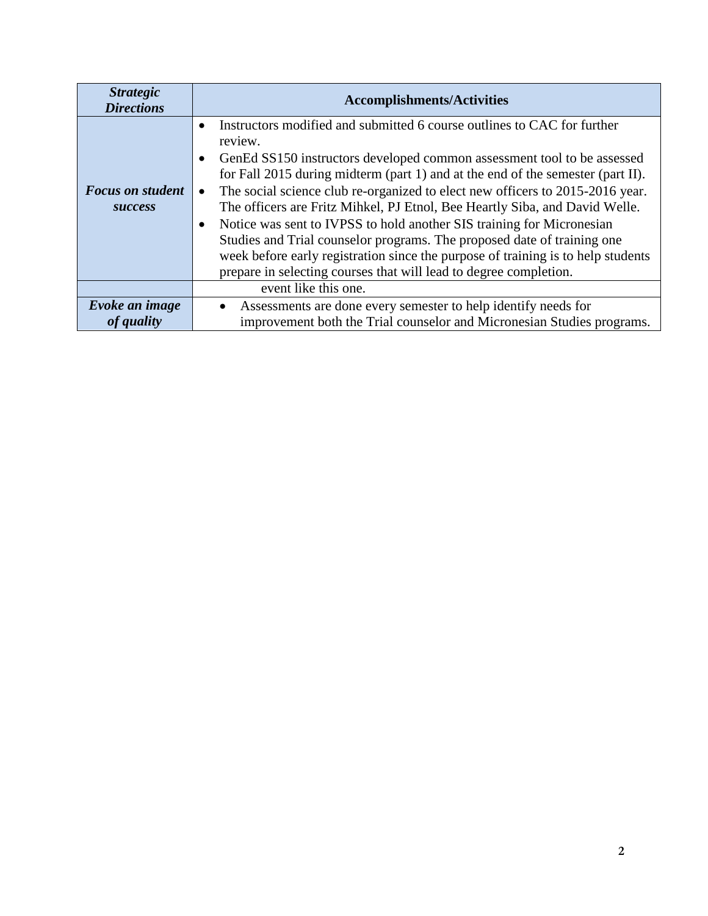| *Strategic Directions* | **Accomplishments/Activities** |
|---|---|
| ***Focus on student success*** | • Instructors modified and submitted 6 course outlines to CAC for further review.<br>• GenEd SS150 instructors developed common assessment tool to be assessed for Fall 2015 during midterm (part 1) and at the end of the semester (part II).<br>• The social science club re-organized to elect new officers to 2015-2016 year. The officers are Fritz Mihkel, PJ Etnol, Bee Heartly Siba, and David Welle.<br>• Notice was sent to IVPSS to hold another SIS training for Micronesian Studies and Trial counselor programs. The proposed date of training one week before early registration since the purpose of training is to help students prepare in selecting courses that will lead to degree completion. |
| | event like this one. |
| ***Evoke an image of quality*** | • Assessments are done every semester to help identify needs for improvement both the Trial counselor and Micronesian Studies programs. |